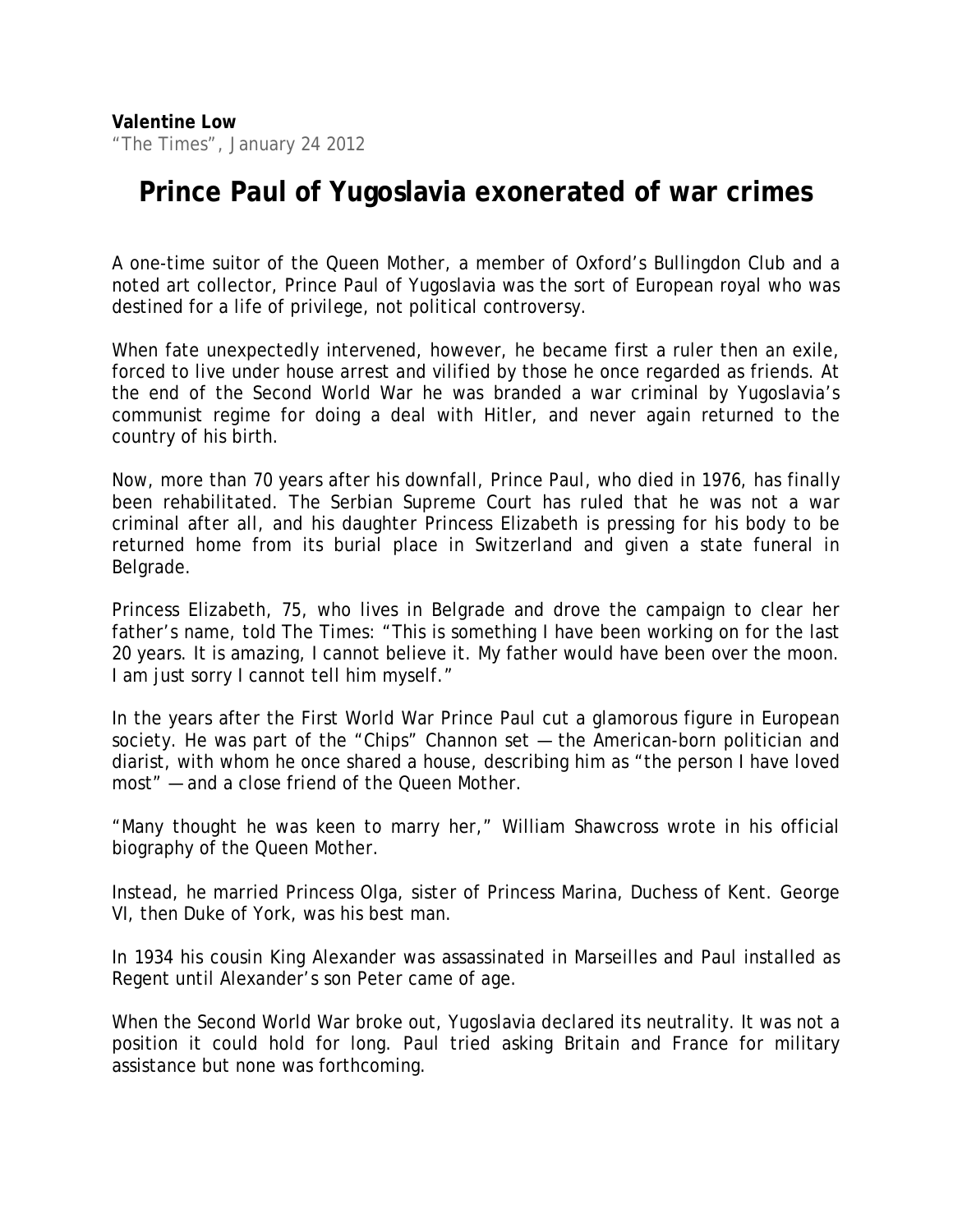**Valentine Low**
"The Times", January 24 2012

# Prince Paul of Yugoslavia exonerated of war crimes

A one-time suitor of the Queen Mother, a member of Oxford's Bullingdon Club and a noted art collector, Prince Paul of Yugoslavia was the sort of European royal who was destined for a life of privilege, not political controversy.

When fate unexpectedly intervened, however, he became first a ruler then an exile, forced to live under house arrest and vilified by those he once regarded as friends. At the end of the Second World War he was branded a war criminal by Yugoslavia's communist regime for doing a deal with Hitler, and never again returned to the country of his birth.

Now, more than 70 years after his downfall, Prince Paul, who died in 1976, has finally been rehabilitated. The Serbian Supreme Court has ruled that he was not a war criminal after all, and his daughter Princess Elizabeth is pressing for his body to be returned home from its burial place in Switzerland and given a state funeral in Belgrade.

Princess Elizabeth, 75, who lives in Belgrade and drove the campaign to clear her father's name, told The Times: "This is something I have been working on for the last 20 years. It is amazing, I cannot believe it. My father would have been over the moon. I am just sorry I cannot tell him myself."

In the years after the First World War Prince Paul cut a glamorous figure in European society. He was part of the "Chips" Channon set — the American-born politician and diarist, with whom he once shared a house, describing him as "the person I have loved most" — and a close friend of the Queen Mother.

"Many thought he was keen to marry her," William Shawcross wrote in his official biography of the Queen Mother.

Instead, he married Princess Olga, sister of Princess Marina, Duchess of Kent. George VI, then Duke of York, was his best man.

In 1934 his cousin King Alexander was assassinated in Marseilles and Paul installed as Regent until Alexander's son Peter came of age.

When the Second World War broke out, Yugoslavia declared its neutrality. It was not a position it could hold for long. Paul tried asking Britain and France for military assistance but none was forthcoming.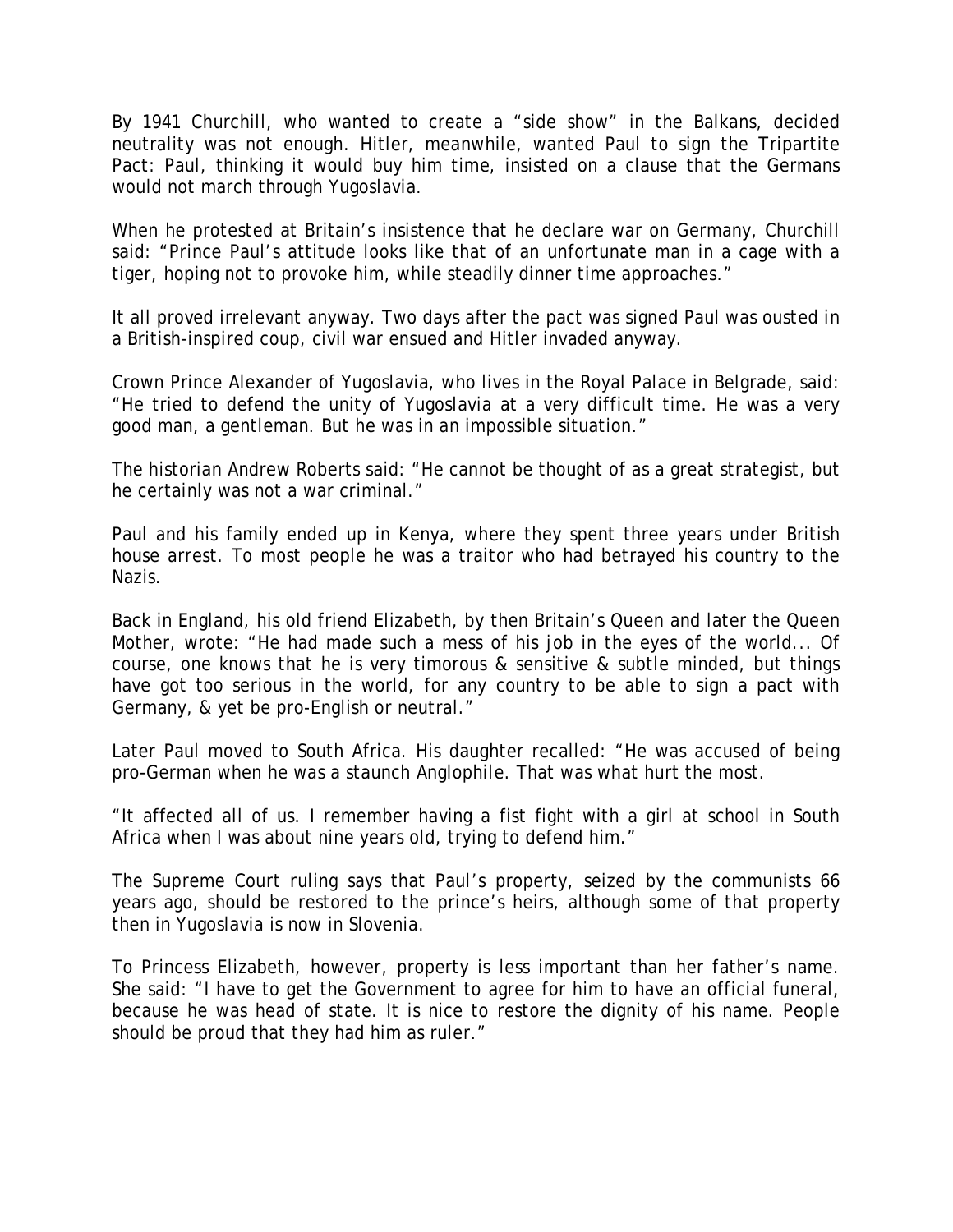By 1941 Churchill, who wanted to create a "side show" in the Balkans, decided neutrality was not enough. Hitler, meanwhile, wanted Paul to sign the Tripartite Pact: Paul, thinking it would buy him time, insisted on a clause that the Germans would not march through Yugoslavia.

When he protested at Britain's insistence that he declare war on Germany, Churchill said: "Prince Paul's attitude looks like that of an unfortunate man in a cage with a tiger, hoping not to provoke him, while steadily dinner time approaches."

It all proved irrelevant anyway. Two days after the pact was signed Paul was ousted in a British-inspired coup, civil war ensued and Hitler invaded anyway.

Crown Prince Alexander of Yugoslavia, who lives in the Royal Palace in Belgrade, said: "He tried to defend the unity of Yugoslavia at a very difficult time. He was a very good man, a gentleman. But he was in an impossible situation."

The historian Andrew Roberts said: "He cannot be thought of as a great strategist, but he certainly was not a war criminal."

Paul and his family ended up in Kenya, where they spent three years under British house arrest. To most people he was a traitor who had betrayed his country to the Nazis.

Back in England, his old friend Elizabeth, by then Britain's Queen and later the Queen Mother, wrote: "He had made such a mess of his job in the eyes of the world... Of course, one knows that he is very timorous & sensitive & subtle minded, but things have got too serious in the world, for any country to be able to sign a pact with Germany, & yet be pro-English or neutral."

Later Paul moved to South Africa. His daughter recalled: "He was accused of being pro-German when he was a staunch Anglophile. That was what hurt the most.

"It affected all of us. I remember having a fist fight with a girl at school in South Africa when I was about nine years old, trying to defend him."

The Supreme Court ruling says that Paul's property, seized by the communists 66 years ago, should be restored to the prince's heirs, although some of that property then in Yugoslavia is now in Slovenia.

To Princess Elizabeth, however, property is less important than her father's name. She said: "I have to get the Government to agree for him to have an official funeral, because he was head of state. It is nice to restore the dignity of his name. People should be proud that they had him as ruler."